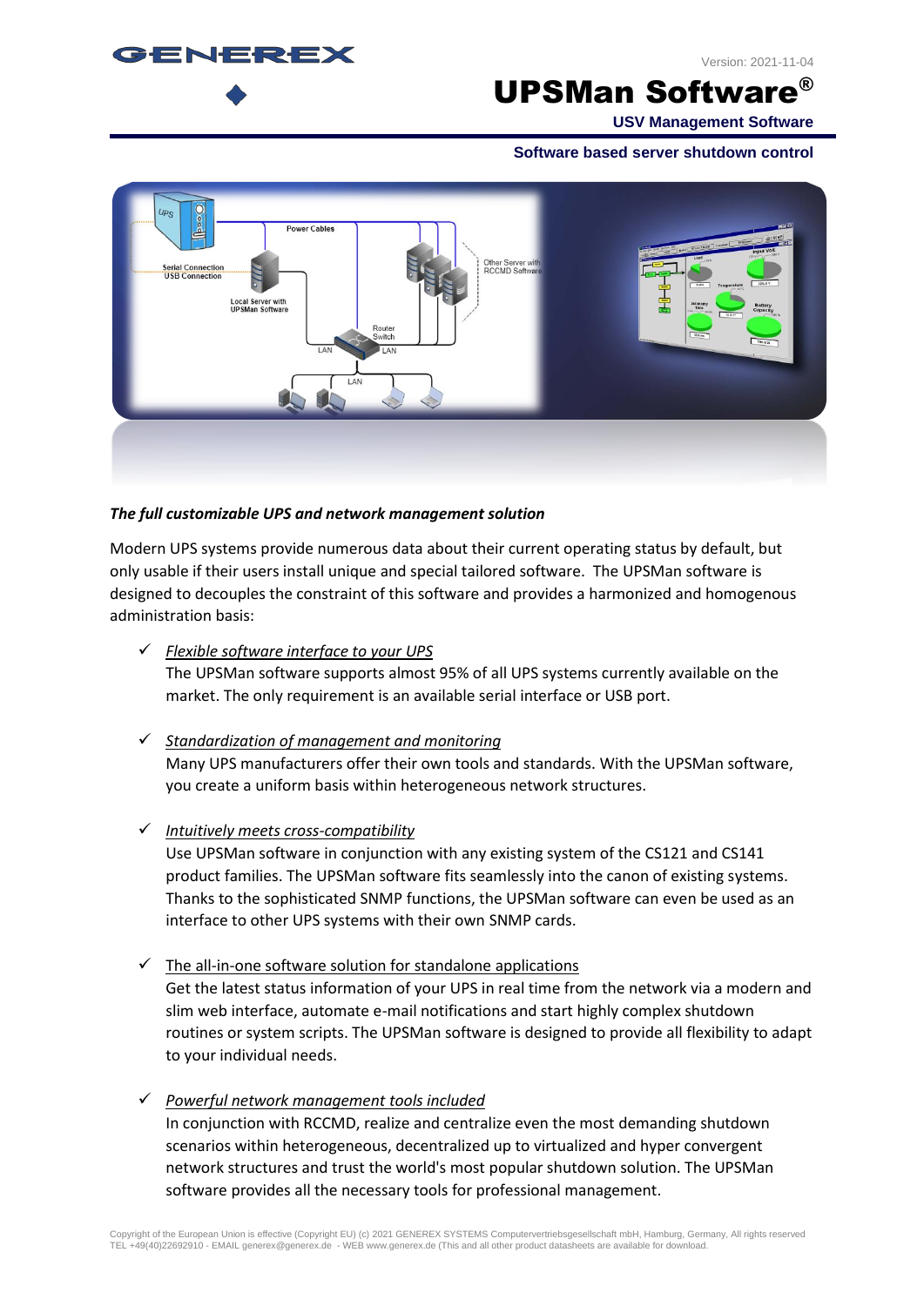# UPSMan Software®

**USV Management Software**

**Software based server shutdown control**

***The full customizable UPS and network management solution***

Modern UPS systems provide numerous data about their current operating status by default, but only usable if their users install unique and special tailored software. The UPSMan software is designed to decouples the constraint of this software and provides a harmonized and homogenous administration basis:

- ✓ *Flexible software interface to your UPS*
  The UPSMan software supports almost 95% of all UPS systems currently available on the market. The only requirement is an available serial interface or USB port.

- ✓ *Standardization of management and monitoring*
  Many UPS manufacturers offer their own tools and standards. With the UPSMan software, you create a uniform basis within heterogeneous network structures.

- ✓ *Intuitively meets cross-compatibility*
  Use UPSMan software in conjunction with any existing system of the CS121 and CS141 product families. The UPSMan software fits seamlessly into the canon of existing systems. Thanks to the sophisticated SNMP functions, the UPSMan software can even be used as an interface to other UPS systems with their own SNMP cards.

- ✓ The all-in-one software solution for standalone applications
  Get the latest status information of your UPS in real time from the network via a modern and slim web interface, automate e-mail notifications and start highly complex shutdown routines or system scripts. The UPSMan software is designed to provide all flexibility to adapt to your individual needs.

- ✓ *Powerful network management tools included*
  In conjunction with RCCMD, realize and centralize even the most demanding shutdown scenarios within heterogeneous, decentralized up to virtualized and hyper convergent network structures and trust the world's most popular shutdown solution. The UPSMan software provides all the necessary tools for professional management.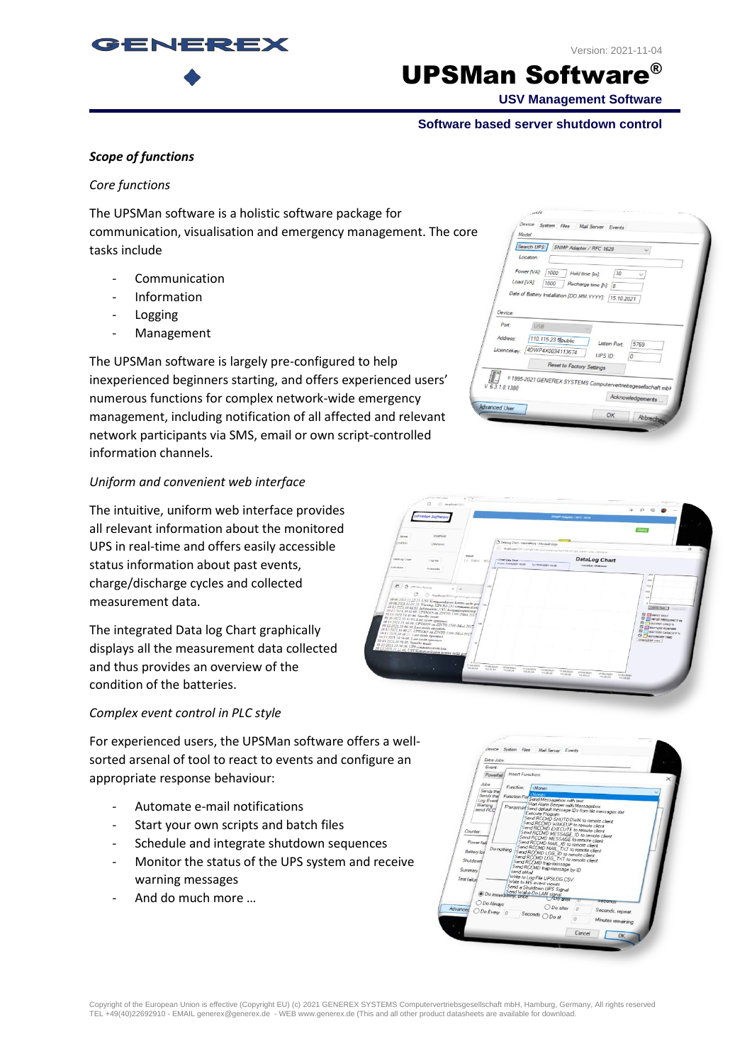# UPSMan Software®

**USV Management Software**

**Software based server shutdown control**

### *Scope of functions*

*Core functions*

The UPSMan software is a holistic software package for communication, visualisation and emergency management. The core tasks include

- Communication
- Information
- Logging
- Management

The UPSMan software is largely pre-configured to help inexperienced beginners starting, and offers experienced users' numerous functions for complex network-wide emergency management, including notification of all affected and relevant network participants via SMS, email or own script-controlled information channels.

*Uniform and convenient web interface*

The intuitive, uniform web interface provides all relevant information about the monitored UPS in real-time and offers easily accessible status information about past events, charge/discharge cycles and collected measurement data.

The integrated Data log Chart graphically displays all the measurement data collected and thus provides an overview of the condition of the batteries.

*Complex event control in PLC style*

For experienced users, the UPSMan software offers a well-sorted arsenal of tool to react to events and configure an appropriate response behaviour:

- Automate e-mail notifications
- Start your own scripts and batch files
- Schedule and integrate shutdown sequences
- Monitor the status of the UPS system and receive warning messages
- And do much more …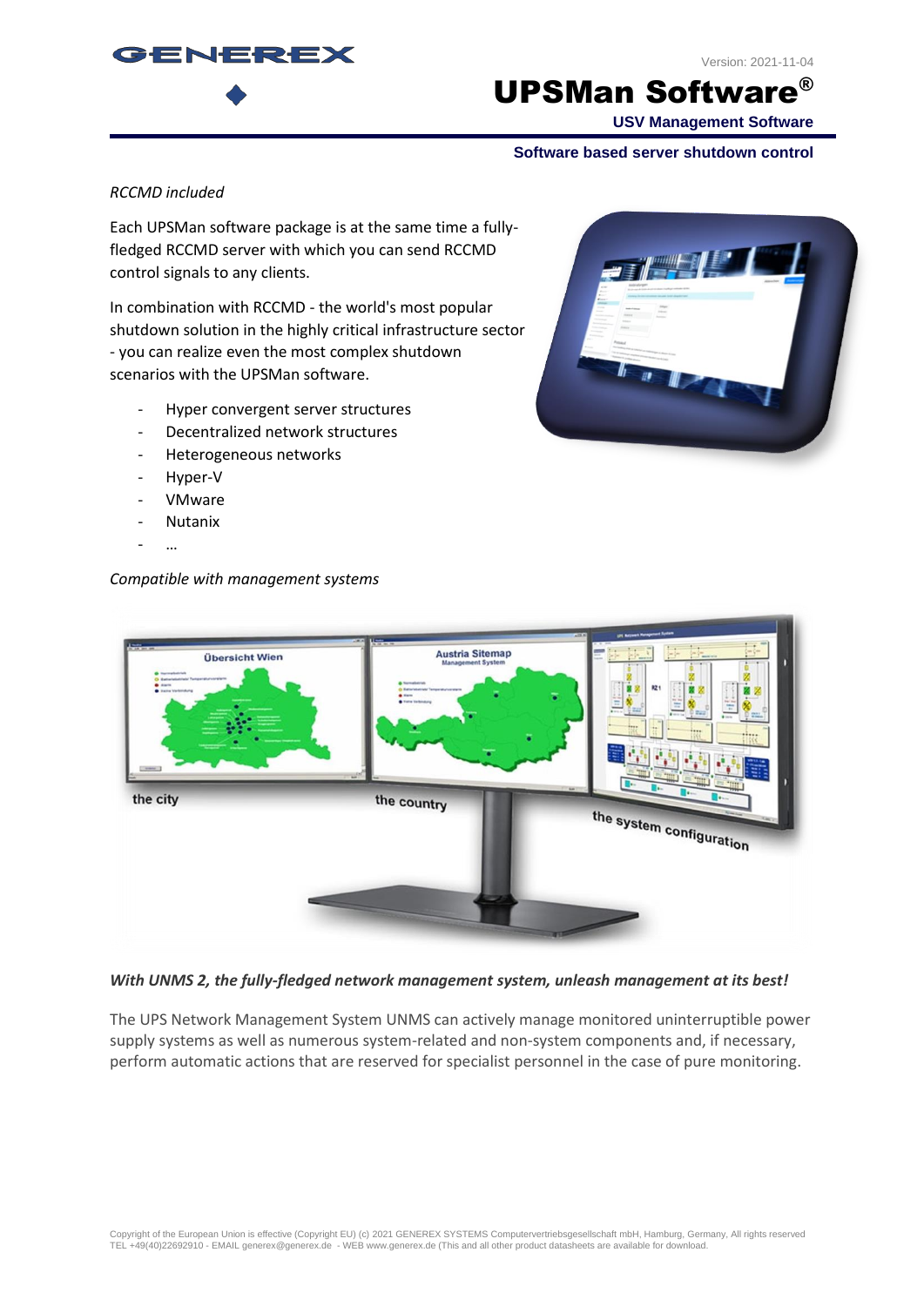*RCCMD included*

Each UPSMan software package is at the same time a fully-fledged RCCMD server with which you can send RCCMD control signals to any clients.

In combination with RCCMD - the world's most popular shutdown solution in the highly critical infrastructure sector - you can realize even the most complex shutdown scenarios with the UPSMan software.

- Hyper convergent server structures
- Decentralized network structures
- Heterogeneous networks
- Hyper-V
- VMware
- Nutanix
- …

*Compatible with management systems*

***With UNMS 2, the fully-fledged network management system, unleash management at its best!***

The UPS Network Management System UNMS can actively manage monitored uninterruptible power supply systems as well as numerous system-related and non-system components and, if necessary, perform automatic actions that are reserved for specialist personnel in the case of pure monitoring.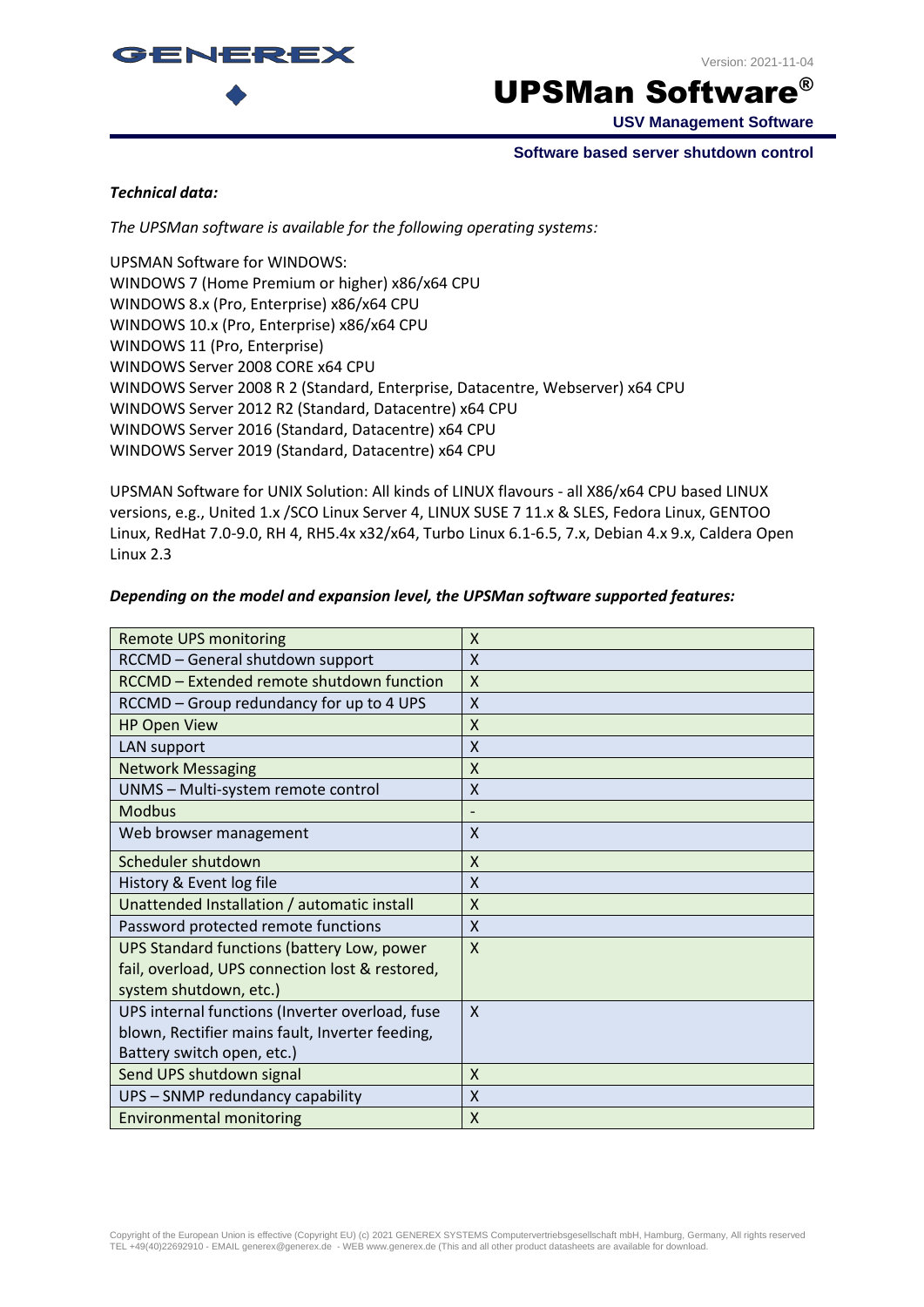*Technical data:*

*The UPSMan software is available for the following operating systems:*

UPSMAN Software for WINDOWS:
WINDOWS 7 (Home Premium or higher) x86/x64 CPU
WINDOWS 8.x (Pro, Enterprise) x86/x64 CPU
WINDOWS 10.x (Pro, Enterprise) x86/x64 CPU
WINDOWS 11 (Pro, Enterprise)
WINDOWS Server 2008 CORE x64 CPU
WINDOWS Server 2008 R 2 (Standard, Enterprise, Datacentre, Webserver) x64 CPU
WINDOWS Server 2012 R2 (Standard, Datacentre) x64 CPU
WINDOWS Server 2016 (Standard, Datacentre) x64 CPU
WINDOWS Server 2019 (Standard, Datacentre) x64 CPU

UPSMAN Software for UNIX Solution: All kinds of LINUX flavours - all X86/x64 CPU based LINUX versions, e.g., United 1.x /SCO Linux Server 4, LINUX SUSE 7 11.x & SLES, Fedora Linux, GENTOO Linux, RedHat 7.0-9.0, RH 4, RH5.4x x32/x64, Turbo Linux 6.1-6.5, 7.x, Debian 4.x 9.x, Caldera Open Linux 2.3

***Depending on the model and expansion level, the UPSMan software supported features:***

| | |
|---|---|
| Remote UPS monitoring | X |
| RCCMD – General shutdown support | X |
| RCCMD – Extended remote shutdown function | X |
| RCCMD – Group redundancy for up to 4 UPS | X |
| HP Open View | X |
| LAN support | X |
| Network Messaging | X |
| UNMS – Multi-system remote control | X |
| Modbus | - |
| Web browser management | X |
| Scheduler shutdown | X |
| History & Event log file | X |
| Unattended Installation / automatic install | X |
| Password protected remote functions | X |
| UPS Standard functions (battery Low, power fail, overload, UPS connection lost & restored, system shutdown, etc.) | X |
| UPS internal functions (Inverter overload, fuse blown, Rectifier mains fault, Inverter feeding, Battery switch open, etc.) | X |
| Send UPS shutdown signal | X |
| UPS – SNMP redundancy capability | X |
| Environmental monitoring | X |